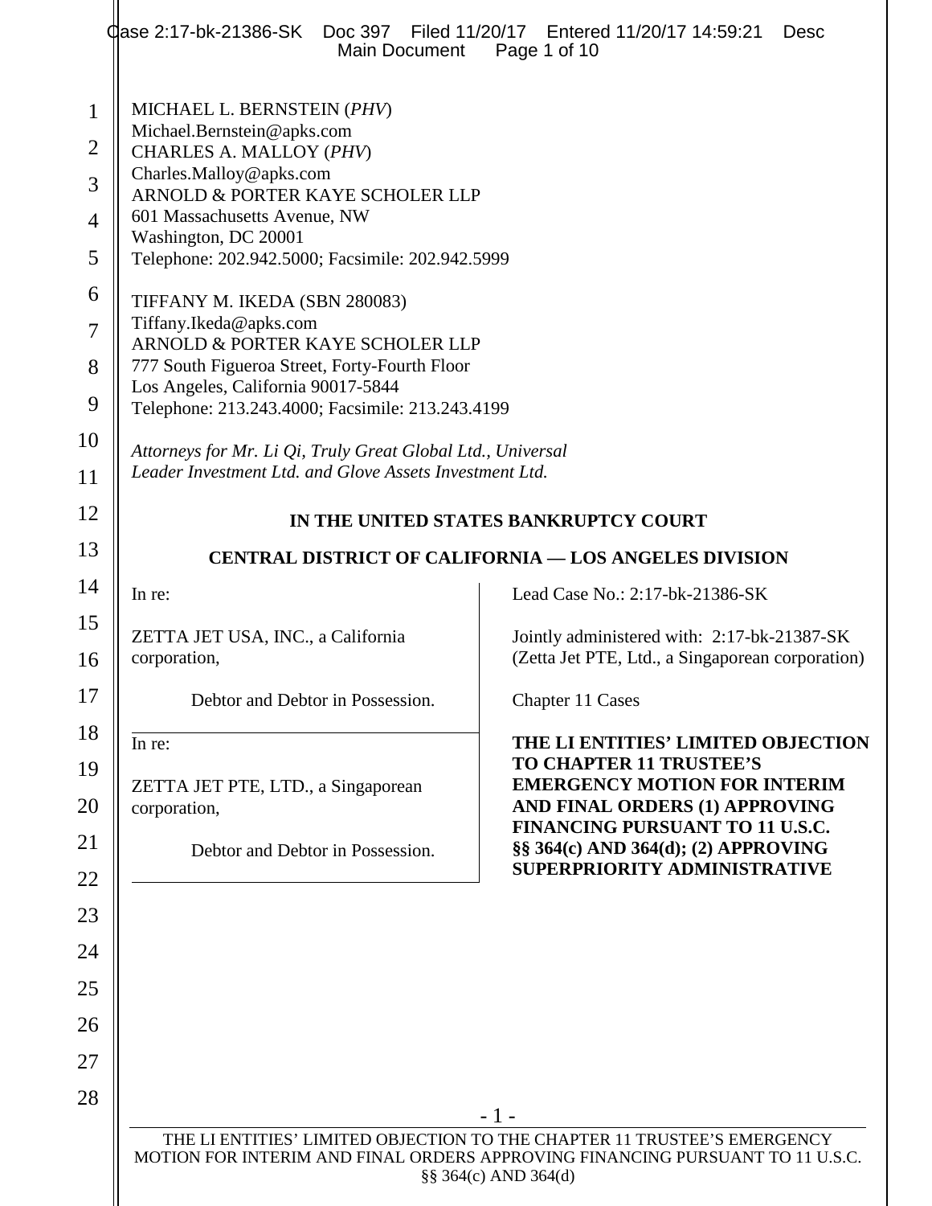MICHAEL L. BERNSTEIN (*PHV*)
Michael.Bernstein@apks.com
CHARLES A. MALLOY (*PHV*)
Charles.Malloy@apks.com
ARNOLD & PORTER KAYE SCHOLER LLP
601 Massachusetts Avenue, NW
Washington, DC 20001
Telephone: 202.942.5000; Facsimile: 202.942.5999

TIFFANY M. IKEDA (SBN 280083)
Tiffany.Ikeda@apks.com
ARNOLD & PORTER KAYE SCHOLER LLP
777 South Figueroa Street, Forty-Fourth Floor
Los Angeles, California 90017-5844
Telephone: 213.243.4000; Facsimile: 213.243.4199

*Attorneys for Mr. Li Qi, Truly Great Global Ltd., Universal Leader Investment Ltd. and Glove Assets Investment Ltd.*

**IN THE UNITED STATES BANKRUPTCY COURT**

**CENTRAL DISTRICT OF CALIFORNIA — LOS ANGELES DIVISION**

| | |
|---|---|
| In re:<br><br>ZETTA JET USA, INC., a California corporation,<br><br>Debtor and Debtor in Possession. | Lead Case No.: 2:17-bk-21386-SK<br><br>Jointly administered with: 2:17-bk-21387-SK (Zetta Jet PTE, Ltd., a Singaporean corporation)<br><br>Chapter 11 Cases |
| In re:<br><br>ZETTA JET PTE, LTD., a Singaporean corporation,<br><br>Debtor and Debtor in Possession. | **THE LI ENTITIES' LIMITED OBJECTION TO CHAPTER 11 TRUSTEE'S EMERGENCY MOTION FOR INTERIM AND FINAL ORDERS (1) APPROVING FINANCING PURSUANT TO 11 U.S.C. §§ 364(c) AND 364(d); (2) APPROVING SUPERPRIORITY ADMINISTRATIVE** |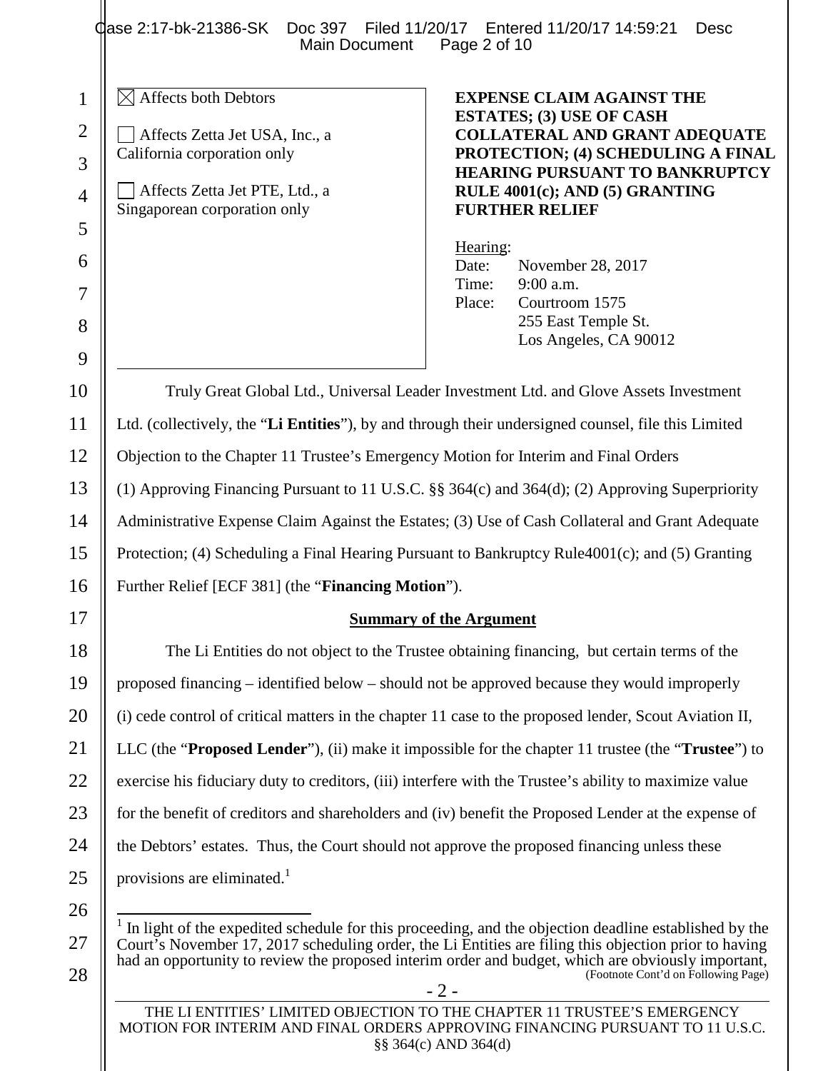☒ Affects both Debtors

☐ Affects Zetta Jet USA, Inc., a California corporation only

☐ Affects Zetta Jet PTE, Ltd., a Singaporean corporation only

**EXPENSE CLAIM AGAINST THE ESTATES; (3) USE OF CASH COLLATERAL AND GRANT ADEQUATE PROTECTION; (4) SCHEDULING A FINAL HEARING PURSUANT TO BANKRUPTCY RULE 4001(c); AND (5) GRANTING FURTHER RELIEF**

Hearing:
Date: November 28, 2017
Time: 9:00 a.m.
Place: Courtroom 1575
255 East Temple St.
Los Angeles, CA 90012

Truly Great Global Ltd., Universal Leader Investment Ltd. and Glove Assets Investment Ltd. (collectively, the "**Li Entities**"), by and through their undersigned counsel, file this Limited Objection to the Chapter 11 Trustee's Emergency Motion for Interim and Final Orders (1) Approving Financing Pursuant to 11 U.S.C. §§ 364(c) and 364(d); (2) Approving Superpriority Administrative Expense Claim Against the Estates; (3) Use of Cash Collateral and Grant Adequate Protection; (4) Scheduling a Final Hearing Pursuant to Bankruptcy Rule4001(c); and (5) Granting Further Relief [ECF 381] (the "**Financing Motion**").

## Summary of the Argument

The Li Entities do not object to the Trustee obtaining financing, but certain terms of the proposed financing – identified below – should not be approved because they would improperly (i) cede control of critical matters in the chapter 11 case to the proposed lender, Scout Aviation II, LLC (the "**Proposed Lender**"), (ii) make it impossible for the chapter 11 trustee (the "**Trustee**") to exercise his fiduciary duty to creditors, (iii) interfere with the Trustee's ability to maximize value for the benefit of creditors and shareholders and (iv) benefit the Proposed Lender at the expense of the Debtors' estates. Thus, the Court should not approve the proposed financing unless these provisions are eliminated.[1]

[1] In light of the expedited schedule for this proceeding, and the objection deadline established by the Court's November 17, 2017 scheduling order, the Li Entities are filing this objection prior to having had an opportunity to review the proposed interim order and budget, which are obviously important, (Footnote Cont'd on Following Page)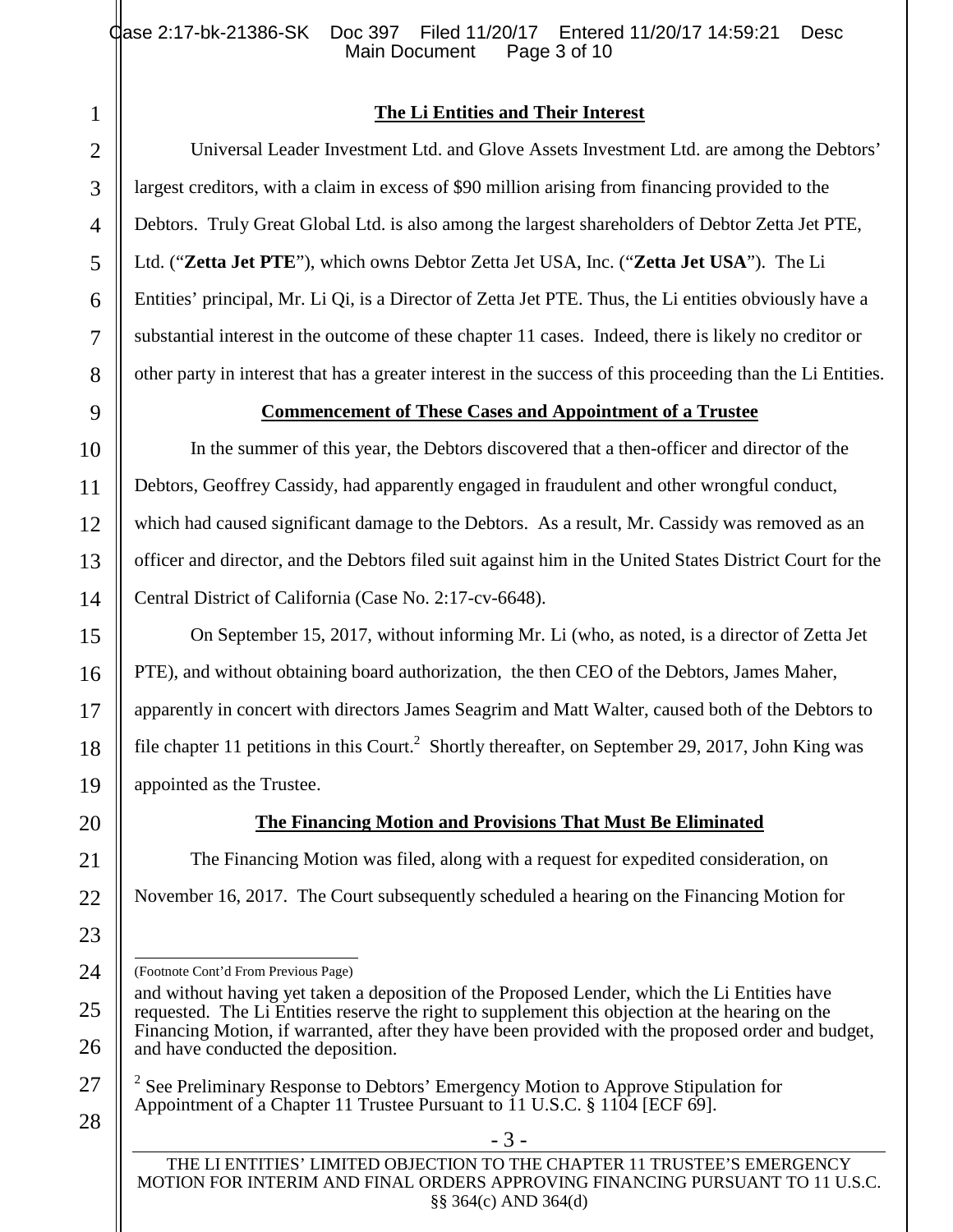**The Li Entities and Their Interest**

Universal Leader Investment Ltd. and Glove Assets Investment Ltd. are among the Debtors' largest creditors, with a claim in excess of $90 million arising from financing provided to the Debtors. Truly Great Global Ltd. is also among the largest shareholders of Debtor Zetta Jet PTE, Ltd. ("**Zetta Jet PTE**"), which owns Debtor Zetta Jet USA, Inc. ("**Zetta Jet USA**"). The Li Entities' principal, Mr. Li Qi, is a Director of Zetta Jet PTE. Thus, the Li entities obviously have a substantial interest in the outcome of these chapter 11 cases. Indeed, there is likely no creditor or other party in interest that has a greater interest in the success of this proceeding than the Li Entities.

**Commencement of These Cases and Appointment of a Trustee**

In the summer of this year, the Debtors discovered that a then-officer and director of the Debtors, Geoffrey Cassidy, had apparently engaged in fraudulent and other wrongful conduct, which had caused significant damage to the Debtors. As a result, Mr. Cassidy was removed as an officer and director, and the Debtors filed suit against him in the United States District Court for the Central District of California (Case No. 2:17-cv-6648).

On September 15, 2017, without informing Mr. Li (who, as noted, is a director of Zetta Jet PTE), and without obtaining board authorization, the then CEO of the Debtors, James Maher, apparently in concert with directors James Seagrim and Matt Walter, caused both of the Debtors to file chapter 11 petitions in this Court.[2] Shortly thereafter, on September 29, 2017, John King was appointed as the Trustee.

**The Financing Motion and Provisions That Must Be Eliminated**

The Financing Motion was filed, along with a request for expedited consideration, on November 16, 2017. The Court subsequently scheduled a hearing on the Financing Motion for

---

(Footnote Cont'd From Previous Page)

and without having yet taken a deposition of the Proposed Lender, which the Li Entities have requested. The Li Entities reserve the right to supplement this objection at the hearing on the Financing Motion, if warranted, after they have been provided with the proposed order and budget, and have conducted the deposition.

[2] See Preliminary Response to Debtors' Emergency Motion to Approve Stipulation for Appointment of a Chapter 11 Trustee Pursuant to 11 U.S.C. § 1104 [ECF 69].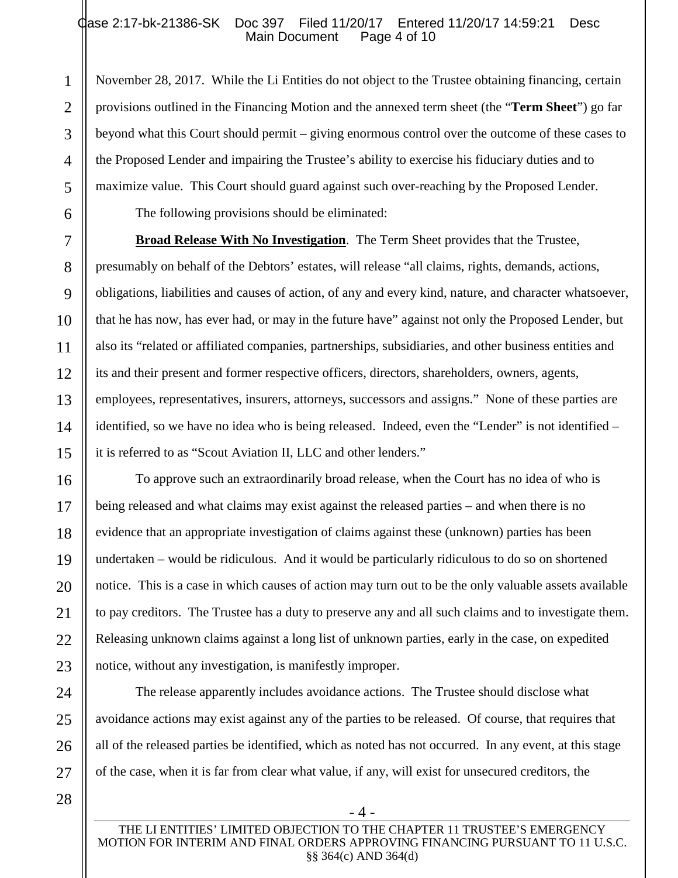November 28, 2017. While the Li Entities do not object to the Trustee obtaining financing, certain provisions outlined in the Financing Motion and the annexed term sheet (the "**Term Sheet**") go far beyond what this Court should permit – giving enormous control over the outcome of these cases to the Proposed Lender and impairing the Trustee's ability to exercise his fiduciary duties and to maximize value. This Court should guard against such over-reaching by the Proposed Lender.

The following provisions should be eliminated:

**Broad Release With No Investigation**. The Term Sheet provides that the Trustee, presumably on behalf of the Debtors' estates, will release "all claims, rights, demands, actions, obligations, liabilities and causes of action, of any and every kind, nature, and character whatsoever, that he has now, has ever had, or may in the future have" against not only the Proposed Lender, but also its "related or affiliated companies, partnerships, subsidiaries, and other business entities and its and their present and former respective officers, directors, shareholders, owners, agents, employees, representatives, insurers, attorneys, successors and assigns." None of these parties are identified, so we have no idea who is being released. Indeed, even the "Lender" is not identified – it is referred to as "Scout Aviation II, LLC and other lenders."

To approve such an extraordinarily broad release, when the Court has no idea of who is being released and what claims may exist against the released parties – and when there is no evidence that an appropriate investigation of claims against these (unknown) parties has been undertaken – would be ridiculous. And it would be particularly ridiculous to do so on shortened notice. This is a case in which causes of action may turn out to be the only valuable assets available to pay creditors. The Trustee has a duty to preserve any and all such claims and to investigate them. Releasing unknown claims against a long list of unknown parties, early in the case, on expedited notice, without any investigation, is manifestly improper.

The release apparently includes avoidance actions. The Trustee should disclose what avoidance actions may exist against any of the parties to be released. Of course, that requires that all of the released parties be identified, which as noted has not occurred. In any event, at this stage of the case, when it is far from clear what value, if any, will exist for unsecured creditors, the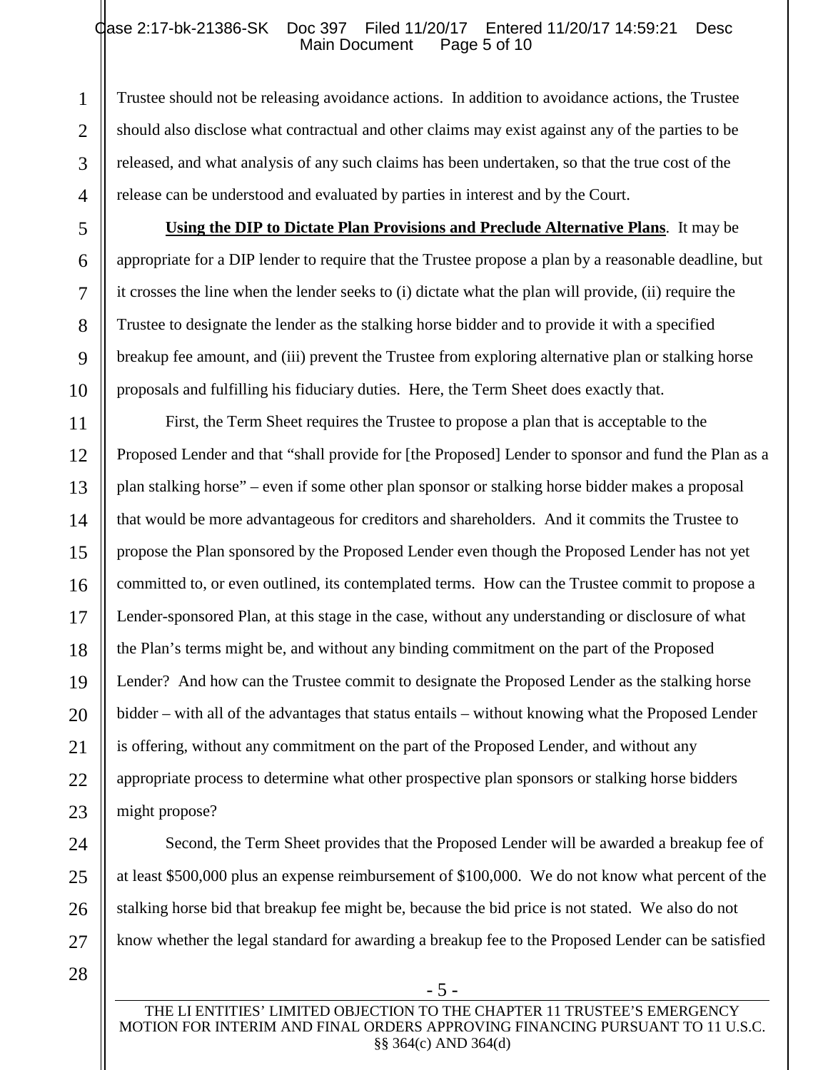Trustee should not be releasing avoidance actions. In addition to avoidance actions, the Trustee should also disclose what contractual and other claims may exist against any of the parties to be released, and what analysis of any such claims has been undertaken, so that the true cost of the release can be understood and evaluated by parties in interest and by the Court.

**Using the DIP to Dictate Plan Provisions and Preclude Alternative Plans**. It may be appropriate for a DIP lender to require that the Trustee propose a plan by a reasonable deadline, but it crosses the line when the lender seeks to (i) dictate what the plan will provide, (ii) require the Trustee to designate the lender as the stalking horse bidder and to provide it with a specified breakup fee amount, and (iii) prevent the Trustee from exploring alternative plan or stalking horse proposals and fulfilling his fiduciary duties. Here, the Term Sheet does exactly that.

First, the Term Sheet requires the Trustee to propose a plan that is acceptable to the Proposed Lender and that "shall provide for [the Proposed] Lender to sponsor and fund the Plan as a plan stalking horse" – even if some other plan sponsor or stalking horse bidder makes a proposal that would be more advantageous for creditors and shareholders. And it commits the Trustee to propose the Plan sponsored by the Proposed Lender even though the Proposed Lender has not yet committed to, or even outlined, its contemplated terms. How can the Trustee commit to propose a Lender-sponsored Plan, at this stage in the case, without any understanding or disclosure of what the Plan's terms might be, and without any binding commitment on the part of the Proposed Lender? And how can the Trustee commit to designate the Proposed Lender as the stalking horse bidder – with all of the advantages that status entails – without knowing what the Proposed Lender is offering, without any commitment on the part of the Proposed Lender, and without any appropriate process to determine what other prospective plan sponsors or stalking horse bidders might propose?

Second, the Term Sheet provides that the Proposed Lender will be awarded a breakup fee of at least $500,000 plus an expense reimbursement of $100,000. We do not know what percent of the stalking horse bid that breakup fee might be, because the bid price is not stated. We also do not know whether the legal standard for awarding a breakup fee to the Proposed Lender can be satisfied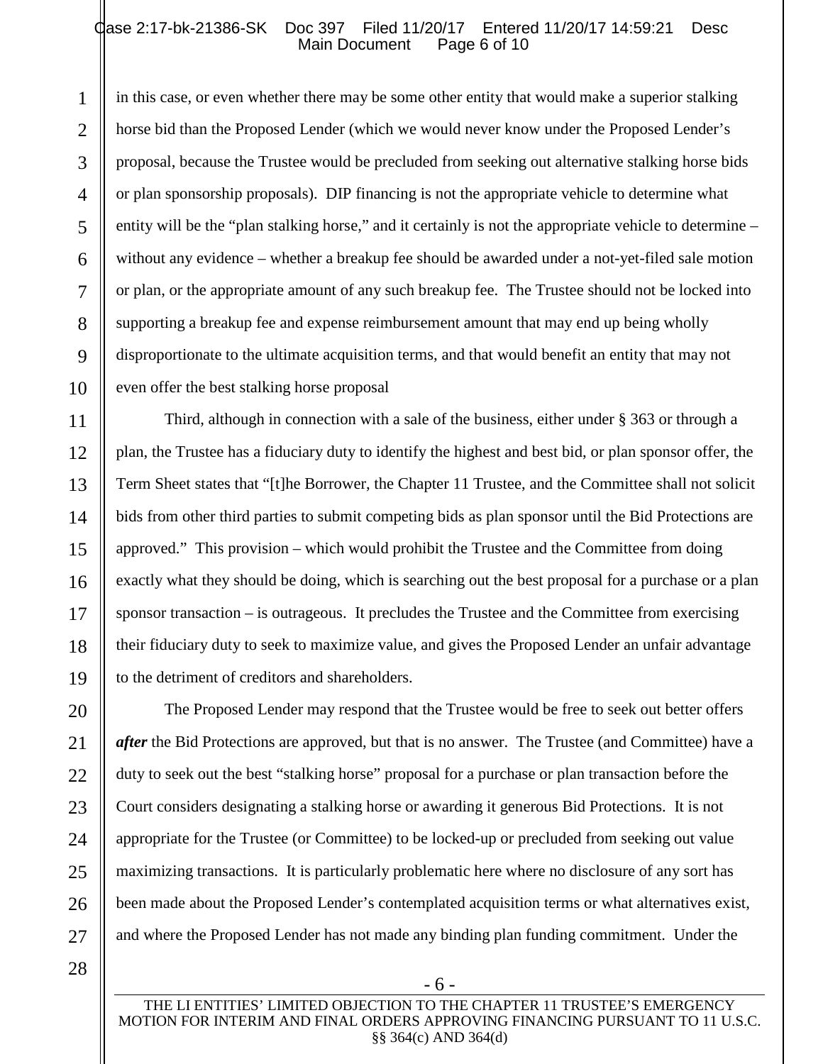in this case, or even whether there may be some other entity that would make a superior stalking horse bid than the Proposed Lender (which we would never know under the Proposed Lender's proposal, because the Trustee would be precluded from seeking out alternative stalking horse bids or plan sponsorship proposals). DIP financing is not the appropriate vehicle to determine what entity will be the "plan stalking horse," and it certainly is not the appropriate vehicle to determine – without any evidence – whether a breakup fee should be awarded under a not-yet-filed sale motion or plan, or the appropriate amount of any such breakup fee. The Trustee should not be locked into supporting a breakup fee and expense reimbursement amount that may end up being wholly disproportionate to the ultimate acquisition terms, and that would benefit an entity that may not even offer the best stalking horse proposal

Third, although in connection with a sale of the business, either under § 363 or through a plan, the Trustee has a fiduciary duty to identify the highest and best bid, or plan sponsor offer, the Term Sheet states that "[t]he Borrower, the Chapter 11 Trustee, and the Committee shall not solicit bids from other third parties to submit competing bids as plan sponsor until the Bid Protections are approved." This provision – which would prohibit the Trustee and the Committee from doing exactly what they should be doing, which is searching out the best proposal for a purchase or a plan sponsor transaction – is outrageous. It precludes the Trustee and the Committee from exercising their fiduciary duty to seek to maximize value, and gives the Proposed Lender an unfair advantage to the detriment of creditors and shareholders.

The Proposed Lender may respond that the Trustee would be free to seek out better offers ***after*** the Bid Protections are approved, but that is no answer. The Trustee (and Committee) have a duty to seek out the best "stalking horse" proposal for a purchase or plan transaction before the Court considers designating a stalking horse or awarding it generous Bid Protections. It is not appropriate for the Trustee (or Committee) to be locked-up or precluded from seeking out value maximizing transactions. It is particularly problematic here where no disclosure of any sort has been made about the Proposed Lender's contemplated acquisition terms or what alternatives exist, and where the Proposed Lender has not made any binding plan funding commitment. Under the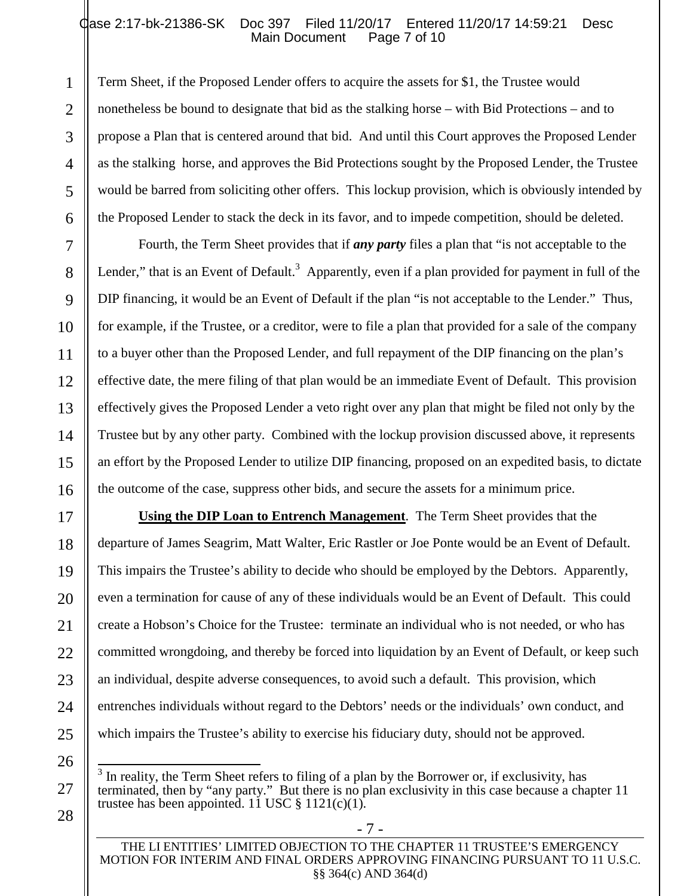Term Sheet, if the Proposed Lender offers to acquire the assets for $1, the Trustee would nonetheless be bound to designate that bid as the stalking horse – with Bid Protections – and to propose a Plan that is centered around that bid. And until this Court approves the Proposed Lender as the stalking horse, and approves the Bid Protections sought by the Proposed Lender, the Trustee would be barred from soliciting other offers. This lockup provision, which is obviously intended by the Proposed Lender to stack the deck in its favor, and to impede competition, should be deleted.

Fourth, the Term Sheet provides that if ***any party*** files a plan that "is not acceptable to the Lender," that is an Event of Default.[3] Apparently, even if a plan provided for payment in full of the DIP financing, it would be an Event of Default if the plan "is not acceptable to the Lender." Thus, for example, if the Trustee, or a creditor, were to file a plan that provided for a sale of the company to a buyer other than the Proposed Lender, and full repayment of the DIP financing on the plan's effective date, the mere filing of that plan would be an immediate Event of Default. This provision effectively gives the Proposed Lender a veto right over any plan that might be filed not only by the Trustee but by any other party. Combined with the lockup provision discussed above, it represents an effort by the Proposed Lender to utilize DIP financing, proposed on an expedited basis, to dictate the outcome of the case, suppress other bids, and secure the assets for a minimum price.

**Using the DIP Loan to Entrench Management**. The Term Sheet provides that the departure of James Seagrim, Matt Walter, Eric Rastler or Joe Ponte would be an Event of Default. This impairs the Trustee's ability to decide who should be employed by the Debtors. Apparently, even a termination for cause of any of these individuals would be an Event of Default. This could create a Hobson's Choice for the Trustee: terminate an individual who is not needed, or who has committed wrongdoing, and thereby be forced into liquidation by an Event of Default, or keep such an individual, despite adverse consequences, to avoid such a default. This provision, which entrenches individuals without regard to the Debtors' needs or the individuals' own conduct, and which impairs the Trustee's ability to exercise his fiduciary duty, should not be approved.

---

[3] In reality, the Term Sheet refers to filing of a plan by the Borrower or, if exclusivity, has terminated, then by "any party." But there is no plan exclusivity in this case because a chapter 11 trustee has been appointed. 11 USC § 1121(c)(1).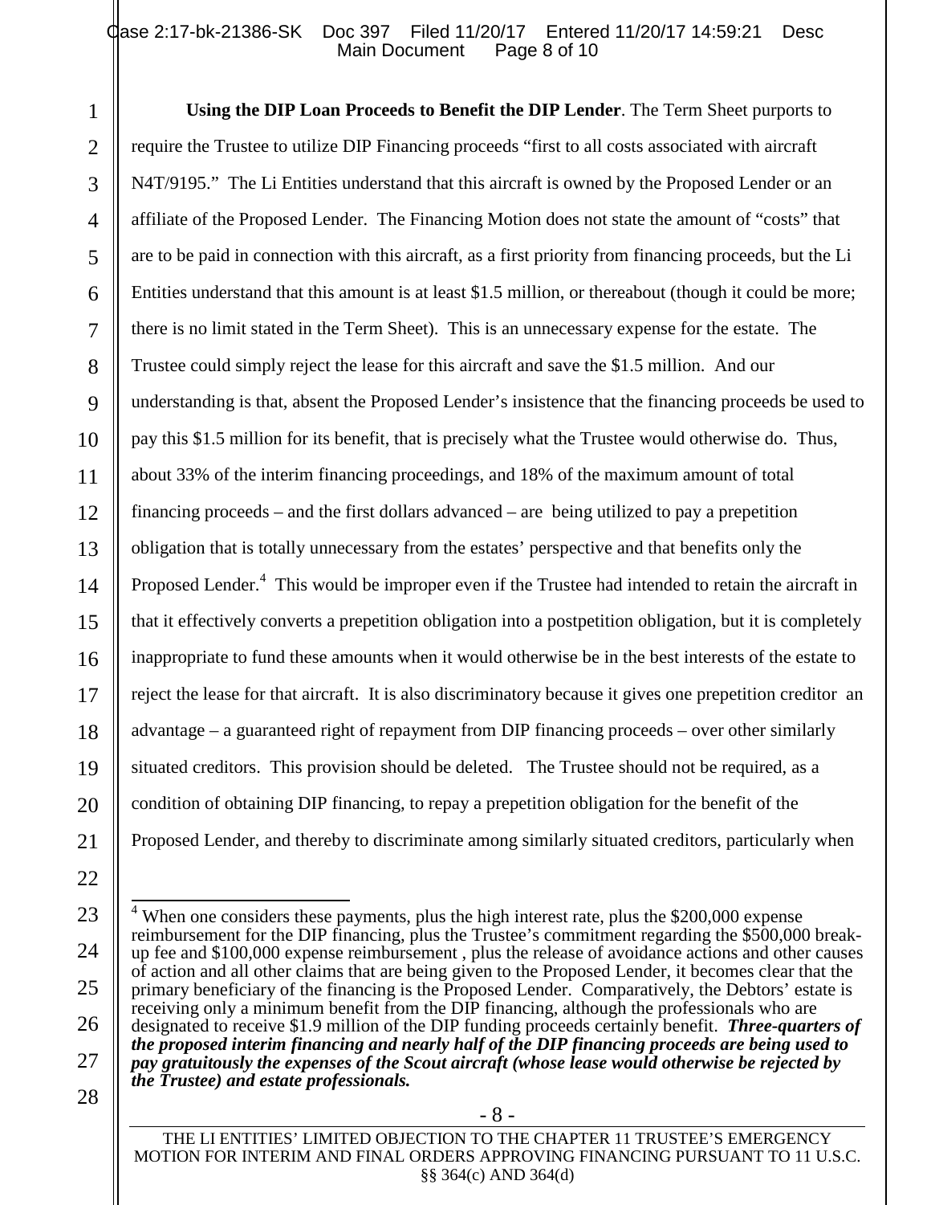**Using the DIP Loan Proceeds to Benefit the DIP Lender**. The Term Sheet purports to require the Trustee to utilize DIP Financing proceeds "first to all costs associated with aircraft N4T/9195." The Li Entities understand that this aircraft is owned by the Proposed Lender or an affiliate of the Proposed Lender. The Financing Motion does not state the amount of "costs" that are to be paid in connection with this aircraft, as a first priority from financing proceeds, but the Li Entities understand that this amount is at least \$1.5 million, or thereabout (though it could be more; there is no limit stated in the Term Sheet). This is an unnecessary expense for the estate. The Trustee could simply reject the lease for this aircraft and save the \$1.5 million. And our understanding is that, absent the Proposed Lender's insistence that the financing proceeds be used to pay this \$1.5 million for its benefit, that is precisely what the Trustee would otherwise do. Thus, about 33% of the interim financing proceedings, and 18% of the maximum amount of total financing proceeds – and the first dollars advanced – are being utilized to pay a prepetition obligation that is totally unnecessary from the estates' perspective and that benefits only the Proposed Lender.[4] This would be improper even if the Trustee had intended to retain the aircraft in that it effectively converts a prepetition obligation into a postpetition obligation, but it is completely inappropriate to fund these amounts when it would otherwise be in the best interests of the estate to reject the lease for that aircraft. It is also discriminatory because it gives one prepetition creditor an advantage – a guaranteed right of repayment from DIP financing proceeds – over other similarly situated creditors. This provision should be deleted. The Trustee should not be required, as a condition of obtaining DIP financing, to repay a prepetition obligation for the benefit of the Proposed Lender, and thereby to discriminate among similarly situated creditors, particularly when

[4] When one considers these payments, plus the high interest rate, plus the \$200,000 expense reimbursement for the DIP financing, plus the Trustee's commitment regarding the \$500,000 break-up fee and \$100,000 expense reimbursement , plus the release of avoidance actions and other causes of action and all other claims that are being given to the Proposed Lender, it becomes clear that the primary beneficiary of the financing is the Proposed Lender. Comparatively, the Debtors' estate is receiving only a minimum benefit from the DIP financing, although the professionals who are designated to receive \$1.9 million of the DIP funding proceeds certainly benefit. ***Three-quarters of the proposed interim financing and nearly half of the DIP financing proceeds are being used to pay gratuitously the expenses of the Scout aircraft (whose lease would otherwise be rejected by the Trustee) and estate professionals.***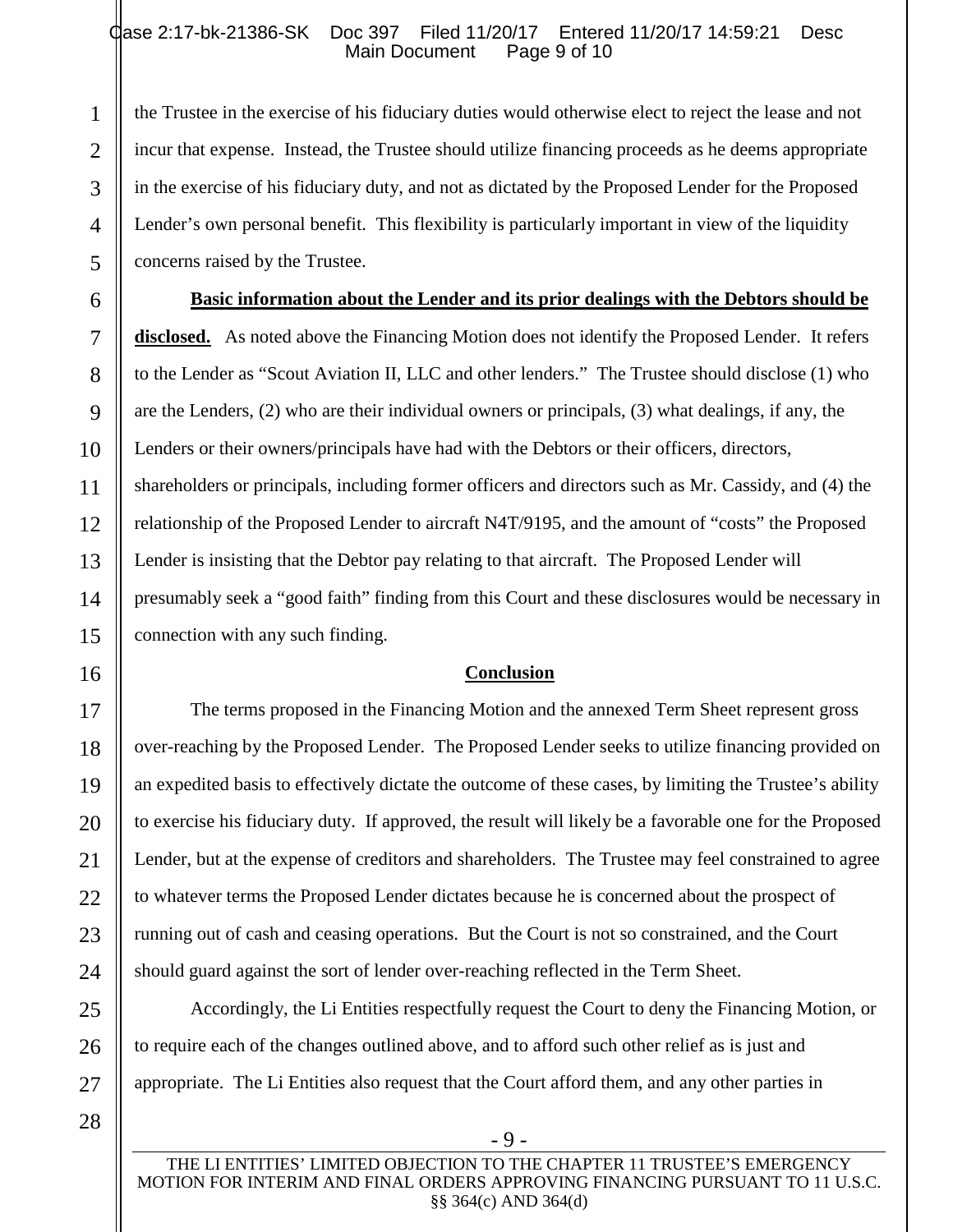the Trustee in the exercise of his fiduciary duties would otherwise elect to reject the lease and not incur that expense. Instead, the Trustee should utilize financing proceeds as he deems appropriate in the exercise of his fiduciary duty, and not as dictated by the Proposed Lender for the Proposed Lender's own personal benefit. This flexibility is particularly important in view of the liquidity concerns raised by the Trustee.

**Basic information about the Lender and its prior dealings with the Debtors should be disclosed.** As noted above the Financing Motion does not identify the Proposed Lender. It refers to the Lender as "Scout Aviation II, LLC and other lenders." The Trustee should disclose (1) who are the Lenders, (2) who are their individual owners or principals, (3) what dealings, if any, the Lenders or their owners/principals have had with the Debtors or their officers, directors, shareholders or principals, including former officers and directors such as Mr. Cassidy, and (4) the relationship of the Proposed Lender to aircraft N4T/9195, and the amount of "costs" the Proposed Lender is insisting that the Debtor pay relating to that aircraft. The Proposed Lender will presumably seek a "good faith" finding from this Court and these disclosures would be necessary in connection with any such finding.

## Conclusion

The terms proposed in the Financing Motion and the annexed Term Sheet represent gross over-reaching by the Proposed Lender. The Proposed Lender seeks to utilize financing provided on an expedited basis to effectively dictate the outcome of these cases, by limiting the Trustee's ability to exercise his fiduciary duty. If approved, the result will likely be a favorable one for the Proposed Lender, but at the expense of creditors and shareholders. The Trustee may feel constrained to agree to whatever terms the Proposed Lender dictates because he is concerned about the prospect of running out of cash and ceasing operations. But the Court is not so constrained, and the Court should guard against the sort of lender over-reaching reflected in the Term Sheet.

Accordingly, the Li Entities respectfully request the Court to deny the Financing Motion, or to require each of the changes outlined above, and to afford such other relief as is just and appropriate. The Li Entities also request that the Court afford them, and any other parties in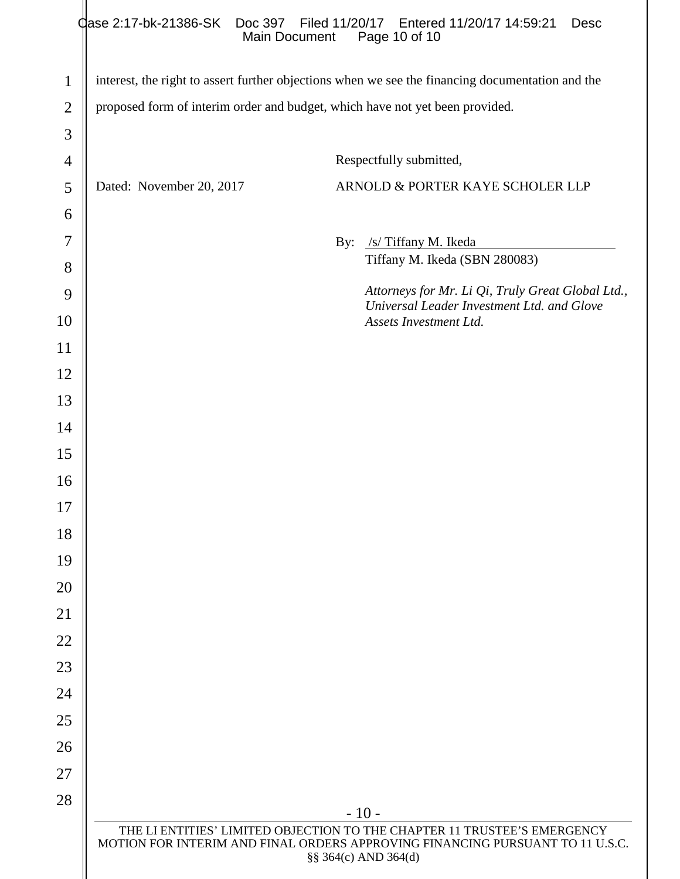interest, the right to assert further objections when we see the financing documentation and the proposed form of interim order and budget, which have not yet been provided.

Respectfully submitted,

Dated: November 20, 2017

ARNOLD & PORTER KAYE SCHOLER LLP

By: /s/ Tiffany M. Ikeda
Tiffany M. Ikeda (SBN 280083)

*Attorneys for Mr. Li Qi, Truly Great Global Ltd., Universal Leader Investment Ltd. and Glove Assets Investment Ltd.*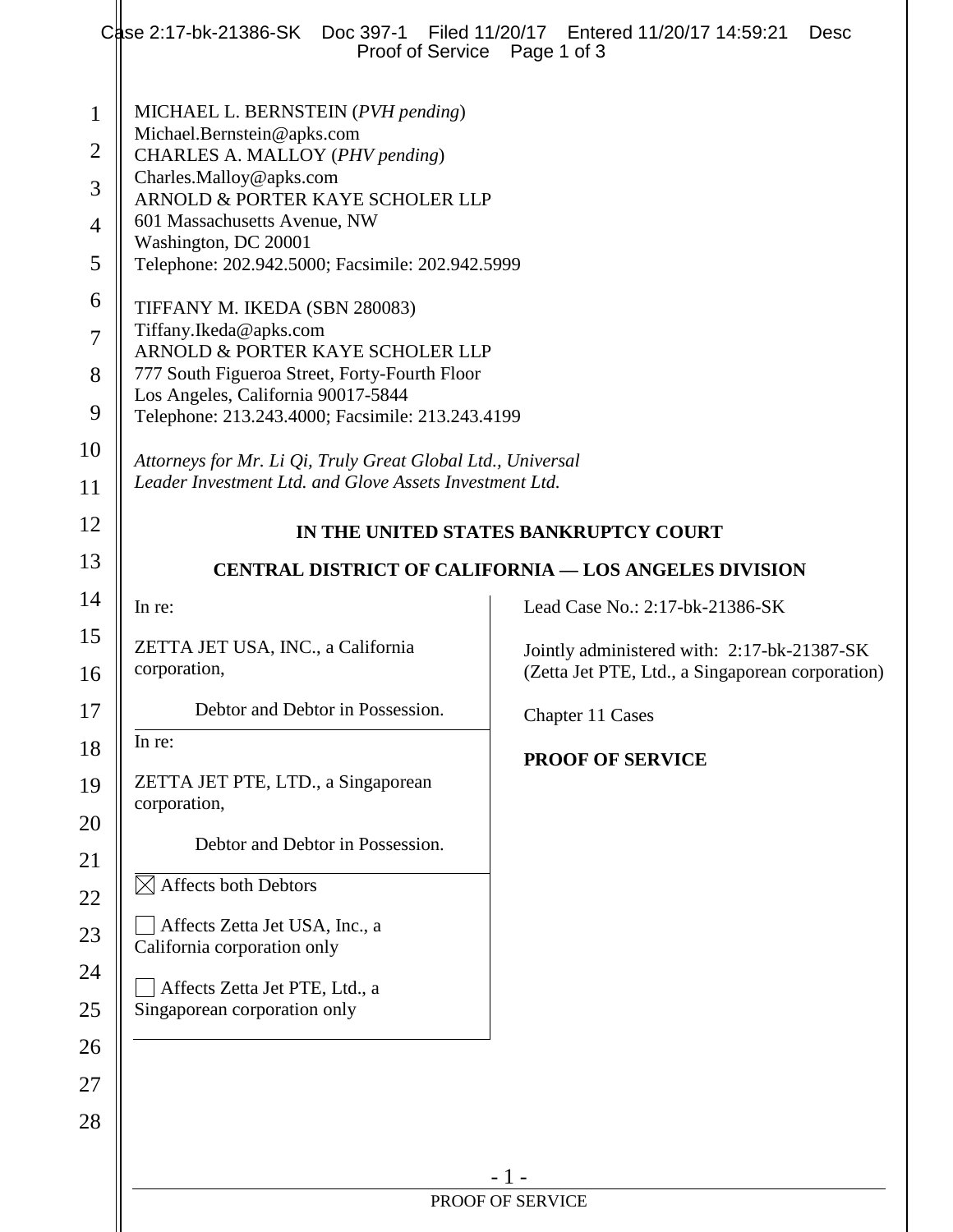MICHAEL L. BERNSTEIN (*PVH pending*)
Michael.Bernstein@apks.com
CHARLES A. MALLOY (*PHV pending*)
Charles.Malloy@apks.com
ARNOLD & PORTER KAYE SCHOLER LLP
601 Massachusetts Avenue, NW
Washington, DC 20001
Telephone: 202.942.5000; Facsimile: 202.942.5999

TIFFANY M. IKEDA (SBN 280083)
Tiffany.Ikeda@apks.com
ARNOLD & PORTER KAYE SCHOLER LLP
777 South Figueroa Street, Forty-Fourth Floor
Los Angeles, California 90017-5844
Telephone: 213.243.4000; Facsimile: 213.243.4199

*Attorneys for Mr. Li Qi, Truly Great Global Ltd., Universal Leader Investment Ltd. and Glove Assets Investment Ltd.*

**IN THE UNITED STATES BANKRUPTCY COURT**

**CENTRAL DISTRICT OF CALIFORNIA — LOS ANGELES DIVISION**

| | |
|---|---|
| In re:<br><br>ZETTA JET USA, INC., a California corporation,<br><br>Debtor and Debtor in Possession. | Lead Case No.: 2:17-bk-21386-SK<br><br>Jointly administered with: 2:17-bk-21387-SK (Zetta Jet PTE, Ltd., a Singaporean corporation)<br><br>Chapter 11 Cases |
| In re:<br><br>ZETTA JET PTE, LTD., a Singaporean corporation,<br><br>Debtor and Debtor in Possession. | **PROOF OF SERVICE** |
| ☒ Affects both Debtors<br><br>☐ Affects Zetta Jet USA, Inc., a California corporation only<br><br>☐ Affects Zetta Jet PTE, Ltd., a Singaporean corporation only | |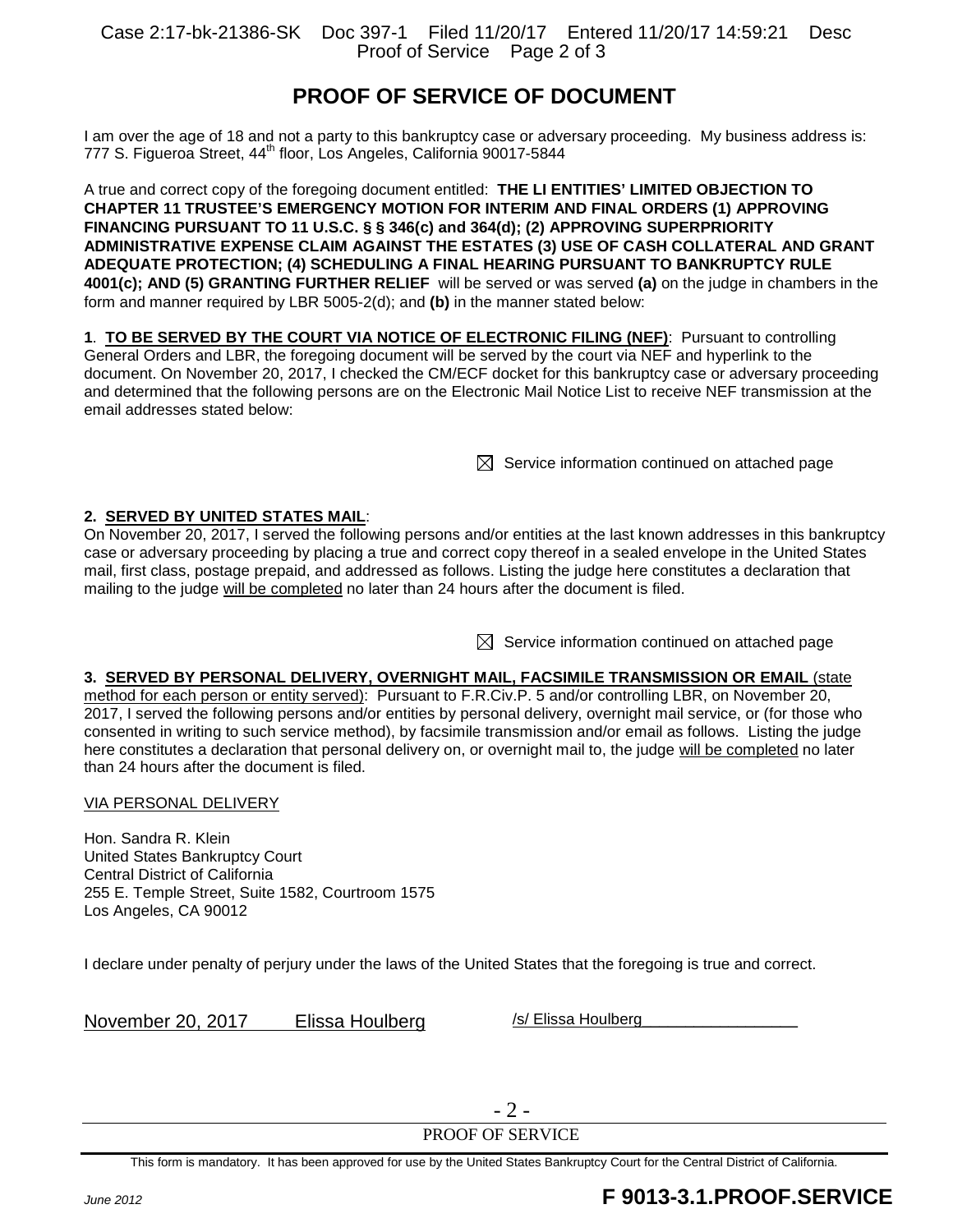# PROOF OF SERVICE OF DOCUMENT

I am over the age of 18 and not a party to this bankruptcy case or adversary proceeding. My business address is: 777 S. Figueroa Street, 44th floor, Los Angeles, California 90017-5844

A true and correct copy of the foregoing document entitled: **THE LI ENTITIES' LIMITED OBJECTION TO CHAPTER 11 TRUSTEE'S EMERGENCY MOTION FOR INTERIM AND FINAL ORDERS (1) APPROVING FINANCING PURSUANT TO 11 U.S.C. § § 346(c) and 364(d); (2) APPROVING SUPERPRIORITY ADMINISTRATIVE EXPENSE CLAIM AGAINST THE ESTATES (3) USE OF CASH COLLATERAL AND GRANT ADEQUATE PROTECTION; (4) SCHEDULING A FINAL HEARING PURSUANT TO BANKRUPTCY RULE 4001(c); AND (5) GRANTING FURTHER RELIEF** will be served or was served **(a)** on the judge in chambers in the form and manner required by LBR 5005-2(d); and **(b)** in the manner stated below:

**1**. **TO BE SERVED BY THE COURT VIA NOTICE OF ELECTRONIC FILING (NEF)**: Pursuant to controlling General Orders and LBR, the foregoing document will be served by the court via NEF and hyperlink to the document. On November 20, 2017, I checked the CM/ECF docket for this bankruptcy case or adversary proceeding and determined that the following persons are on the Electronic Mail Notice List to receive NEF transmission at the email addresses stated below:

☒ Service information continued on attached page

**2. SERVED BY UNITED STATES MAIL**:
On November 20, 2017, I served the following persons and/or entities at the last known addresses in this bankruptcy case or adversary proceeding by placing a true and correct copy thereof in a sealed envelope in the United States mail, first class, postage prepaid, and addressed as follows. Listing the judge here constitutes a declaration that mailing to the judge will be completed no later than 24 hours after the document is filed.

☒ Service information continued on attached page

**3. SERVED BY PERSONAL DELIVERY, OVERNIGHT MAIL, FACSIMILE TRANSMISSION OR EMAIL** (state method for each person or entity served): Pursuant to F.R.Civ.P. 5 and/or controlling LBR, on November 20, 2017, I served the following persons and/or entities by personal delivery, overnight mail service, or (for those who consented in writing to such service method), by facsimile transmission and/or email as follows. Listing the judge here constitutes a declaration that personal delivery on, or overnight mail to, the judge will be completed no later than 24 hours after the document is filed.

VIA PERSONAL DELIVERY

Hon. Sandra R. Klein
United States Bankruptcy Court
Central District of California
255 E. Temple Street, Suite 1582, Courtroom 1575
Los Angeles, CA 90012

I declare under penalty of perjury under the laws of the United States that the foregoing is true and correct.

November 20, 2017 Elissa Houlberg /s/ Elissa Houlberg

PROOF OF SERVICE

This form is mandatory. It has been approved for use by the United States Bankruptcy Court for the Central District of California.

June 2012 **F 9013-3.1.PROOF.SERVICE**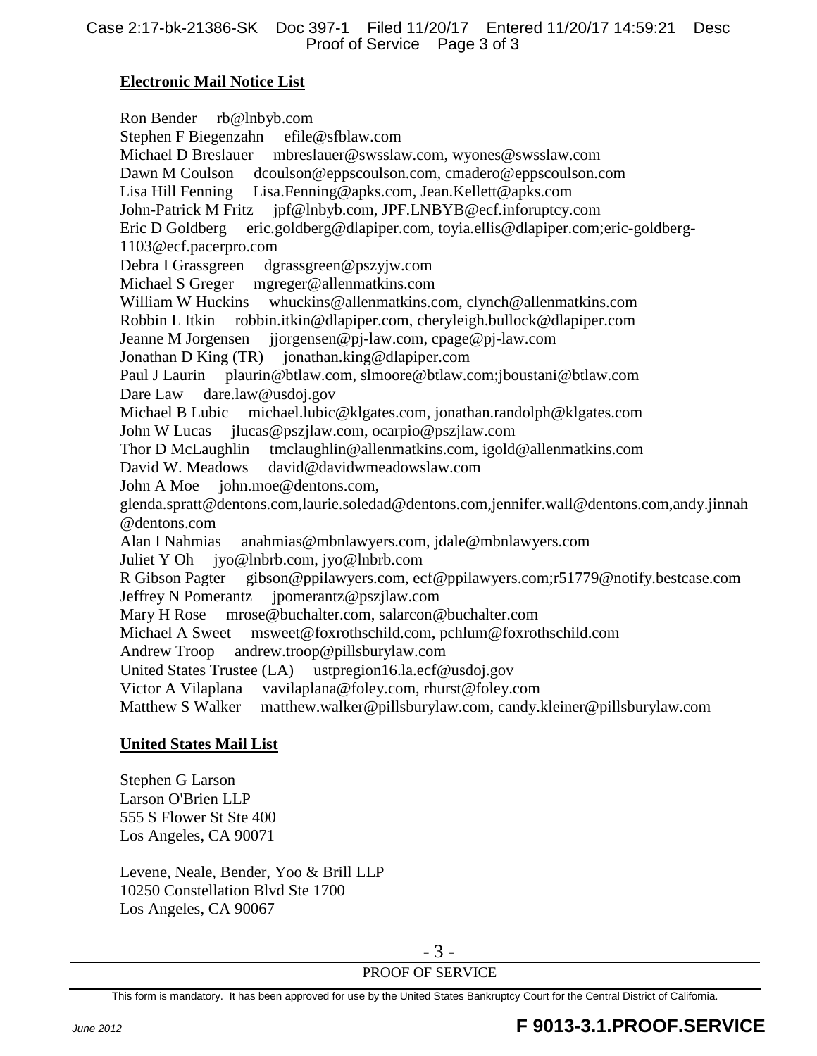**Electronic Mail Notice List**

Ron Bender rb@lnbyb.com
Stephen F Biegenzahn efile@sfblaw.com
Michael D Breslauer mbreslauer@swsslaw.com, wyones@swsslaw.com
Dawn M Coulson dcoulson@eppscoulson.com, cmadero@eppscoulson.com
Lisa Hill Fenning Lisa.Fenning@apks.com, Jean.Kellett@apks.com
John-Patrick M Fritz jpf@lnbyb.com, JPF.LNBYB@ecf.inforuptcy.com
Eric D Goldberg eric.goldberg@dlapiper.com, toyia.ellis@dlapiper.com;eric-goldberg-1103@ecf.pacerpro.com
Debra I Grassgreen dgrassgreen@pszyjw.com
Michael S Greger mgreger@allenmatkins.com
William W Huckins whuckins@allenmatkins.com, clynch@allenmatkins.com
Robbin L Itkin robbin.itkin@dlapiper.com, cheryleigh.bullock@dlapiper.com
Jeanne M Jorgensen jjorgensen@pj-law.com, cpage@pj-law.com
Jonathan D King (TR) jonathan.king@dlapiper.com
Paul J Laurin plaurin@btlaw.com, slmoore@btlaw.com;jboustani@btlaw.com
Dare Law dare.law@usdoj.gov
Michael B Lubic michael.lubic@klgates.com, jonathan.randolph@klgates.com
John W Lucas jlucas@pszjlaw.com, ocarpio@pszjlaw.com
Thor D McLaughlin tmclaughlin@allenmatkins.com, igold@allenmatkins.com
David W. Meadows david@davidwmeadowslaw.com
John A Moe john.moe@dentons.com, glenda.spratt@dentons.com,laurie.soledad@dentons.com,jennifer.wall@dentons.com,andy.jinnah@dentons.com
Alan I Nahmias anahmias@mbnlawyers.com, jdale@mbnlawyers.com
Juliet Y Oh jyo@lnbrb.com, jyo@lnbrb.com
R Gibson Pagter gibson@ppilawyers.com, ecf@ppilawyers.com;r51779@notify.bestcase.com
Jeffrey N Pomerantz jpomerantz@pszjlaw.com
Mary H Rose mrose@buchalter.com, salarcon@buchalter.com
Michael A Sweet msweet@foxrothschild.com, pchlum@foxrothschild.com
Andrew Troop andrew.troop@pillsburylaw.com
United States Trustee (LA) ustpregion16.la.ecf@usdoj.gov
Victor A Vilaplana vavilaplana@foley.com, rhurst@foley.com
Matthew S Walker matthew.walker@pillsburylaw.com, candy.kleiner@pillsburylaw.com

**United States Mail List**

Stephen G Larson
Larson O'Brien LLP
555 S Flower St Ste 400
Los Angeles, CA 90071

Levene, Neale, Bender, Yoo & Brill LLP
10250 Constellation Blvd Ste 1700
Los Angeles, CA 90067